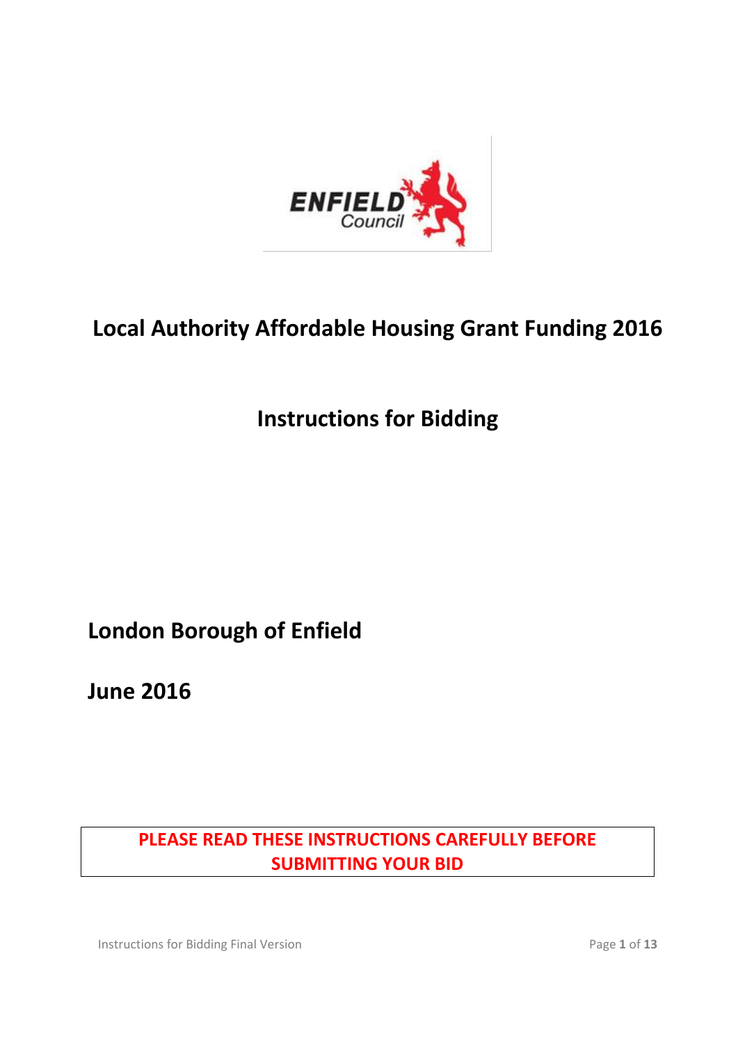# Local Authority Affordable Housing Grant Funding 2016

## Instructions for Bidding

**London Borough of Enfield**

**June 2016**

**PLEASE READ THESE INSTRUCTIONS CAREFULLY BEFORE SUBMITTING YOUR BID**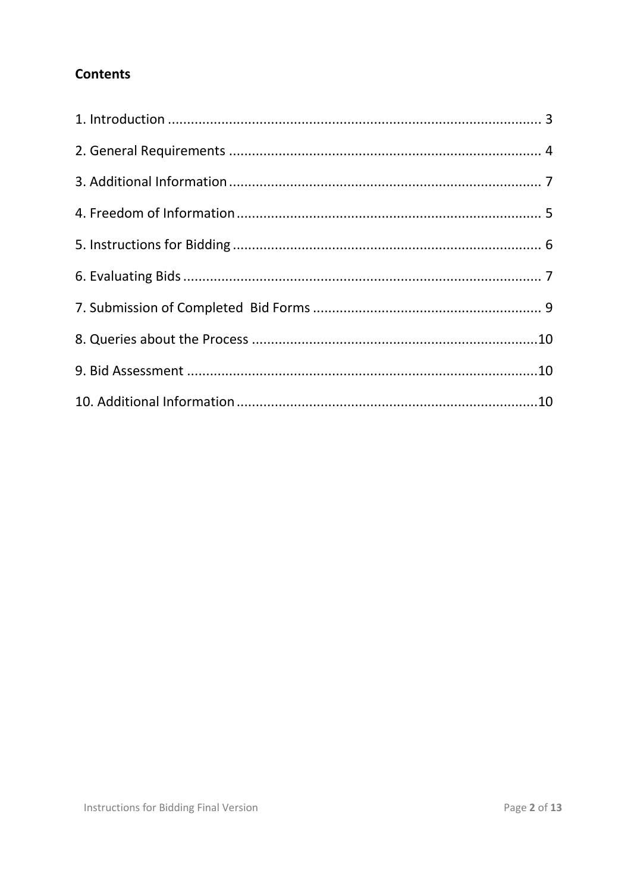**Contents**

1. Introduction ................................................................................................ 3
2. General Requirements ................................................................................ 4
3. Additional Information ................................................................................ 7
4. Freedom of Information .............................................................................. 5
5. Instructions for Bidding ............................................................................... 6
6. Evaluating Bids ............................................................................................ 7
7. Submission of Completed  Bid Forms ........................................................... 9
8. Queries about the Process ..........................................................................10
9. Bid Assessment ...........................................................................................10
10. Additional Information .............................................................................10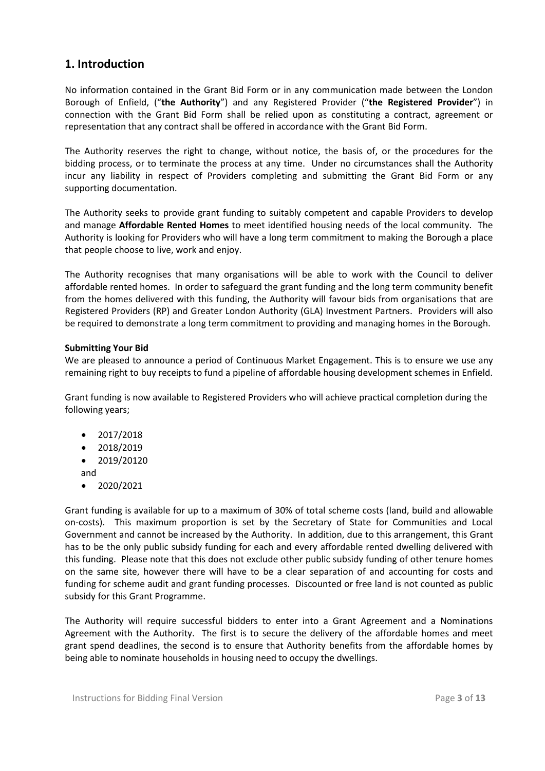## 1. Introduction

No information contained in the Grant Bid Form or in any communication made between the London Borough of Enfield, ("**the Authority**") and any Registered Provider ("**the Registered Provider**") in connection with the Grant Bid Form shall be relied upon as constituting a contract, agreement or representation that any contract shall be offered in accordance with the Grant Bid Form.

The Authority reserves the right to change, without notice, the basis of, or the procedures for the bidding process, or to terminate the process at any time. Under no circumstances shall the Authority incur any liability in respect of Providers completing and submitting the Grant Bid Form or any supporting documentation.

The Authority seeks to provide grant funding to suitably competent and capable Providers to develop and manage **Affordable Rented Homes** to meet identified housing needs of the local community. The Authority is looking for Providers who will have a long term commitment to making the Borough a place that people choose to live, work and enjoy.

The Authority recognises that many organisations will be able to work with the Council to deliver affordable rented homes. In order to safeguard the grant funding and the long term community benefit from the homes delivered with this funding, the Authority will favour bids from organisations that are Registered Providers (RP) and Greater London Authority (GLA) Investment Partners. Providers will also be required to demonstrate a long term commitment to providing and managing homes in the Borough.

**Submitting Your Bid**

We are pleased to announce a period of Continuous Market Engagement. This is to ensure we use any remaining right to buy receipts to fund a pipeline of affordable housing development schemes in Enfield.

Grant funding is now available to Registered Providers who will achieve practical completion during the following years;

- 2017/2018
- 2018/2019
- 2019/20120

and

- 2020/2021

Grant funding is available for up to a maximum of 30% of total scheme costs (land, build and allowable on-costs). This maximum proportion is set by the Secretary of State for Communities and Local Government and cannot be increased by the Authority. In addition, due to this arrangement, this Grant has to be the only public subsidy funding for each and every affordable rented dwelling delivered with this funding. Please note that this does not exclude other public subsidy funding of other tenure homes on the same site, however there will have to be a clear separation of and accounting for costs and funding for scheme audit and grant funding processes. Discounted or free land is not counted as public subsidy for this Grant Programme.

The Authority will require successful bidders to enter into a Grant Agreement and a Nominations Agreement with the Authority. The first is to secure the delivery of the affordable homes and meet grant spend deadlines, the second is to ensure that Authority benefits from the affordable homes by being able to nominate households in housing need to occupy the dwellings.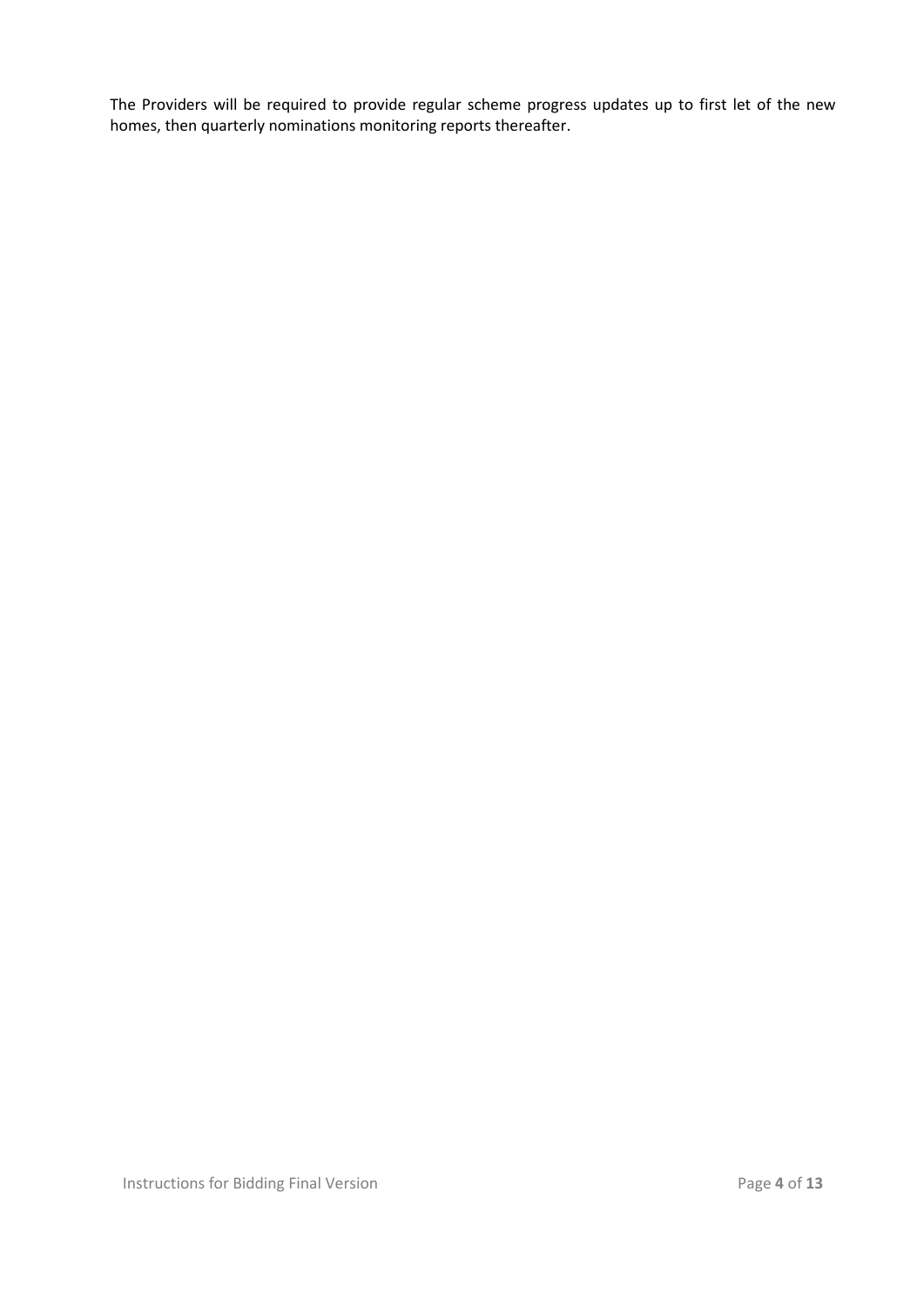The Providers will be required to provide regular scheme progress updates up to first let of the new homes, then quarterly nominations monitoring reports thereafter.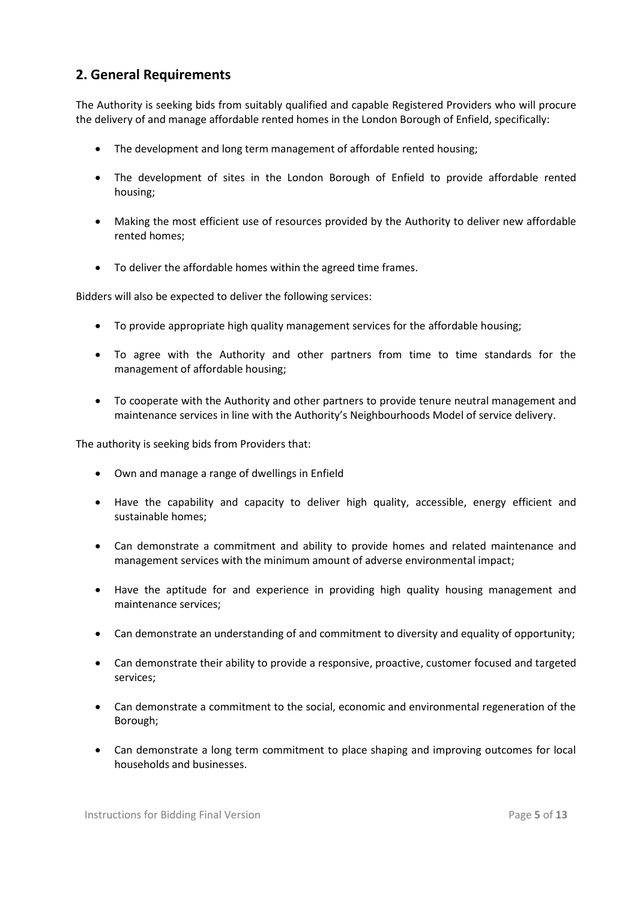## 2. General Requirements

The Authority is seeking bids from suitably qualified and capable Registered Providers who will procure the delivery of and manage affordable rented homes in the London Borough of Enfield, specifically:

- The development and long term management of affordable rented housing;
- The development of sites in the London Borough of Enfield to provide affordable rented housing;
- Making the most efficient use of resources provided by the Authority to deliver new affordable rented homes;
- To deliver the affordable homes within the agreed time frames.

Bidders will also be expected to deliver the following services:

- To provide appropriate high quality management services for the affordable housing;
- To agree with the Authority and other partners from time to time standards for the management of affordable housing;
- To cooperate with the Authority and other partners to provide tenure neutral management and maintenance services in line with the Authority's Neighbourhoods Model of service delivery.

The authority is seeking bids from Providers that:

- Own and manage a range of dwellings in Enfield
- Have the capability and capacity to deliver high quality, accessible, energy efficient and sustainable homes;
- Can demonstrate a commitment and ability to provide homes and related maintenance and management services with the minimum amount of adverse environmental impact;
- Have the aptitude for and experience in providing high quality housing management and maintenance services;
- Can demonstrate an understanding of and commitment to diversity and equality of opportunity;
- Can demonstrate their ability to provide a responsive, proactive, customer focused and targeted services;
- Can demonstrate a commitment to the social, economic and environmental regeneration of the Borough;
- Can demonstrate a long term commitment to place shaping and improving outcomes for local households and businesses.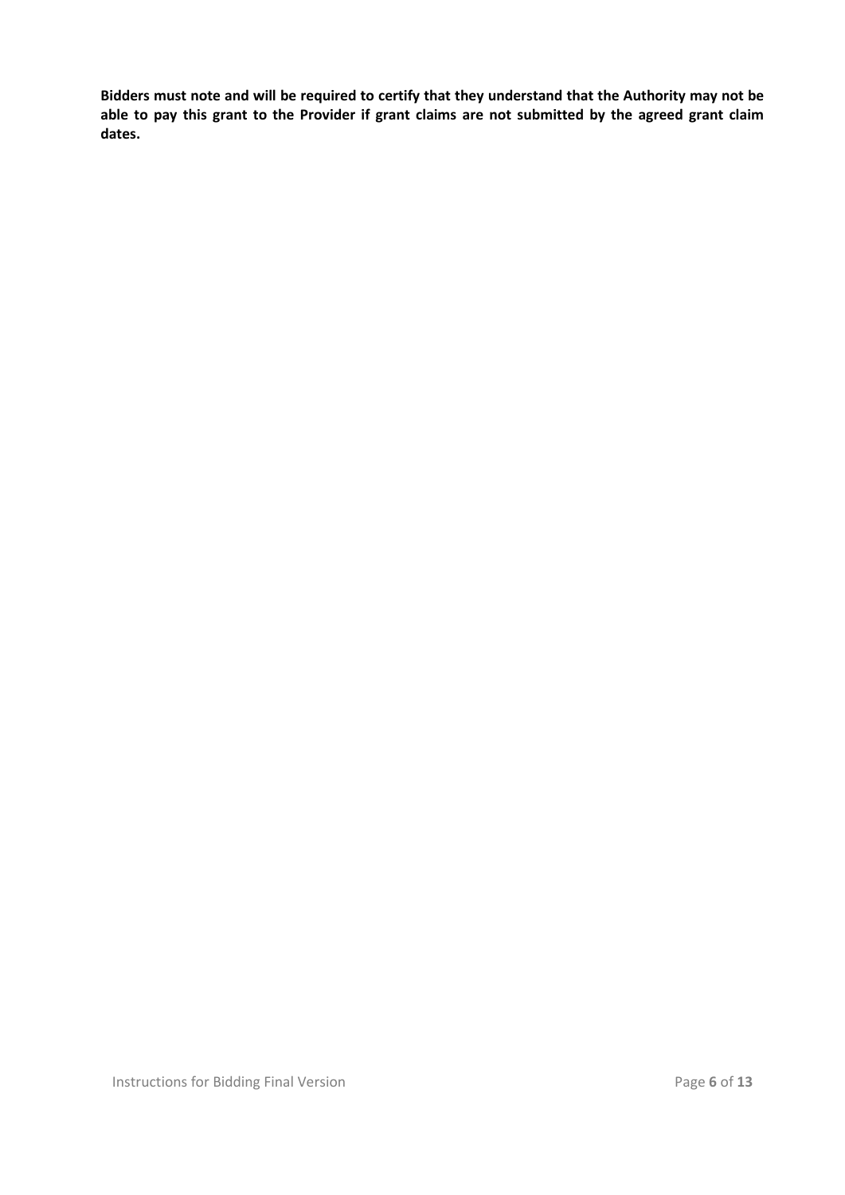**Bidders must note and will be required to certify that they understand that the Authority may not be able to pay this grant to the Provider if grant claims are not submitted by the agreed grant claim dates.**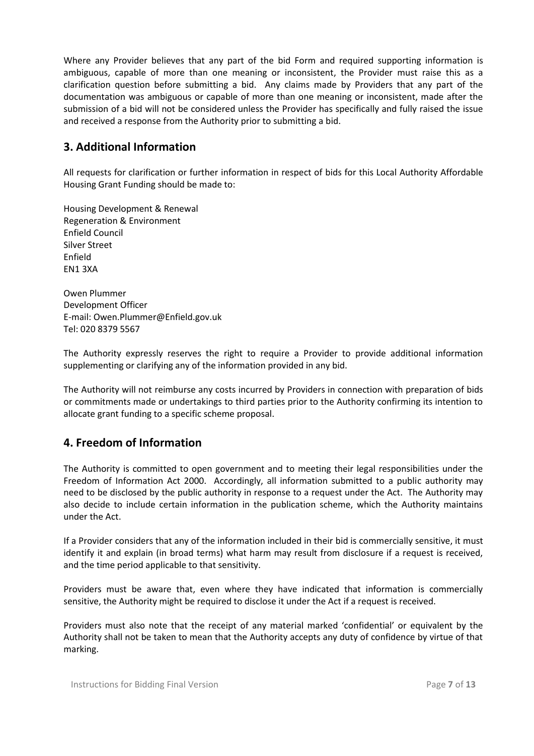Where any Provider believes that any part of the bid Form and required supporting information is ambiguous, capable of more than one meaning or inconsistent, the Provider must raise this as a clarification question before submitting a bid. Any claims made by Providers that any part of the documentation was ambiguous or capable of more than one meaning or inconsistent, made after the submission of a bid will not be considered unless the Provider has specifically and fully raised the issue and received a response from the Authority prior to submitting a bid.

## 3. Additional Information

All requests for clarification or further information in respect of bids for this Local Authority Affordable Housing Grant Funding should be made to:

Housing Development & Renewal
Regeneration & Environment
Enfield Council
Silver Street
Enfield
EN1 3XA

Owen Plummer
Development Officer
E-mail: Owen.Plummer@Enfield.gov.uk
Tel: 020 8379 5567

The Authority expressly reserves the right to require a Provider to provide additional information supplementing or clarifying any of the information provided in any bid.

The Authority will not reimburse any costs incurred by Providers in connection with preparation of bids or commitments made or undertakings to third parties prior to the Authority confirming its intention to allocate grant funding to a specific scheme proposal.

## 4. Freedom of Information

The Authority is committed to open government and to meeting their legal responsibilities under the Freedom of Information Act 2000. Accordingly, all information submitted to a public authority may need to be disclosed by the public authority in response to a request under the Act. The Authority may also decide to include certain information in the publication scheme, which the Authority maintains under the Act.

If a Provider considers that any of the information included in their bid is commercially sensitive, it must identify it and explain (in broad terms) what harm may result from disclosure if a request is received, and the time period applicable to that sensitivity.

Providers must be aware that, even where they have indicated that information is commercially sensitive, the Authority might be required to disclose it under the Act if a request is received.

Providers must also note that the receipt of any material marked 'confidential' or equivalent by the Authority shall not be taken to mean that the Authority accepts any duty of confidence by virtue of that marking.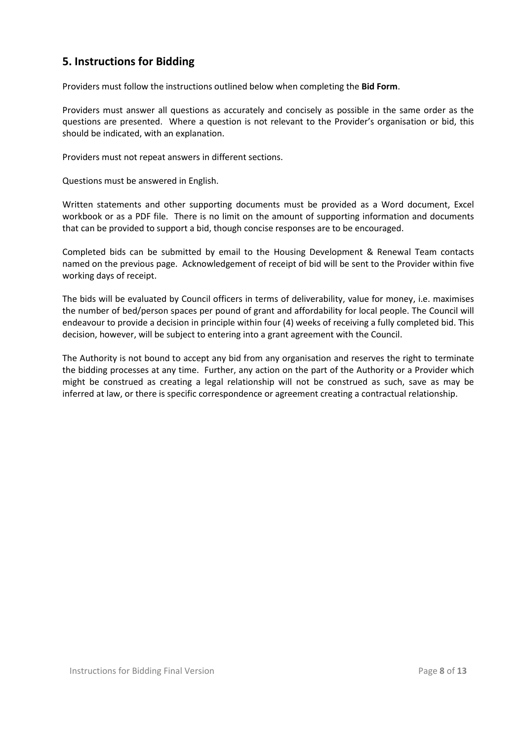## 5. Instructions for Bidding

Providers must follow the instructions outlined below when completing the **Bid Form**.

Providers must answer all questions as accurately and concisely as possible in the same order as the questions are presented. Where a question is not relevant to the Provider's organisation or bid, this should be indicated, with an explanation.

Providers must not repeat answers in different sections.

Questions must be answered in English.

Written statements and other supporting documents must be provided as a Word document, Excel workbook or as a PDF file. There is no limit on the amount of supporting information and documents that can be provided to support a bid, though concise responses are to be encouraged.

Completed bids can be submitted by email to the Housing Development & Renewal Team contacts named on the previous page. Acknowledgement of receipt of bid will be sent to the Provider within five working days of receipt.

The bids will be evaluated by Council officers in terms of deliverability, value for money, i.e. maximises the number of bed/person spaces per pound of grant and affordability for local people. The Council will endeavour to provide a decision in principle within four (4) weeks of receiving a fully completed bid. This decision, however, will be subject to entering into a grant agreement with the Council.

The Authority is not bound to accept any bid from any organisation and reserves the right to terminate the bidding processes at any time. Further, any action on the part of the Authority or a Provider which might be construed as creating a legal relationship will not be construed as such, save as may be inferred at law, or there is specific correspondence or agreement creating a contractual relationship.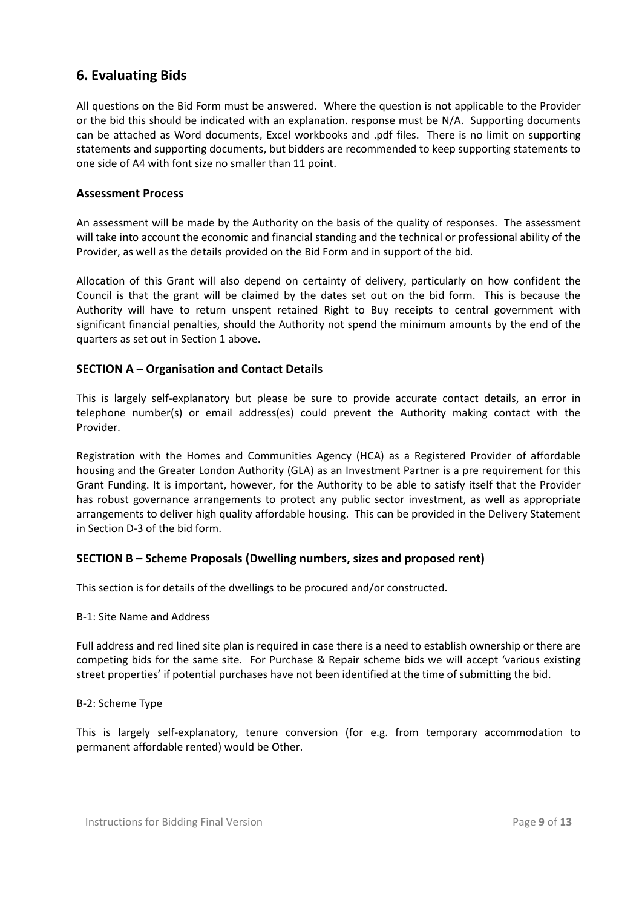## 6. Evaluating Bids

All questions on the Bid Form must be answered. Where the question is not applicable to the Provider or the bid this should be indicated with an explanation. response must be N/A. Supporting documents can be attached as Word documents, Excel workbooks and .pdf files. There is no limit on supporting statements and supporting documents, but bidders are recommended to keep supporting statements to one side of A4 with font size no smaller than 11 point.

### Assessment Process

An assessment will be made by the Authority on the basis of the quality of responses. The assessment will take into account the economic and financial standing and the technical or professional ability of the Provider, as well as the details provided on the Bid Form and in support of the bid.

Allocation of this Grant will also depend on certainty of delivery, particularly on how confident the Council is that the grant will be claimed by the dates set out on the bid form. This is because the Authority will have to return unspent retained Right to Buy receipts to central government with significant financial penalties, should the Authority not spend the minimum amounts by the end of the quarters as set out in Section 1 above.

### SECTION A – Organisation and Contact Details

This is largely self-explanatory but please be sure to provide accurate contact details, an error in telephone number(s) or email address(es) could prevent the Authority making contact with the Provider.

Registration with the Homes and Communities Agency (HCA) as a Registered Provider of affordable housing and the Greater London Authority (GLA) as an Investment Partner is a pre requirement for this Grant Funding. It is important, however, for the Authority to be able to satisfy itself that the Provider has robust governance arrangements to protect any public sector investment, as well as appropriate arrangements to deliver high quality affordable housing. This can be provided in the Delivery Statement in Section D-3 of the bid form.

### SECTION B – Scheme Proposals (Dwelling numbers, sizes and proposed rent)

This section is for details of the dwellings to be procured and/or constructed.

B-1: Site Name and Address

Full address and red lined site plan is required in case there is a need to establish ownership or there are competing bids for the same site. For Purchase & Repair scheme bids we will accept 'various existing street properties' if potential purchases have not been identified at the time of submitting the bid.

B-2: Scheme Type

This is largely self-explanatory, tenure conversion (for e.g. from temporary accommodation to permanent affordable rented) would be Other.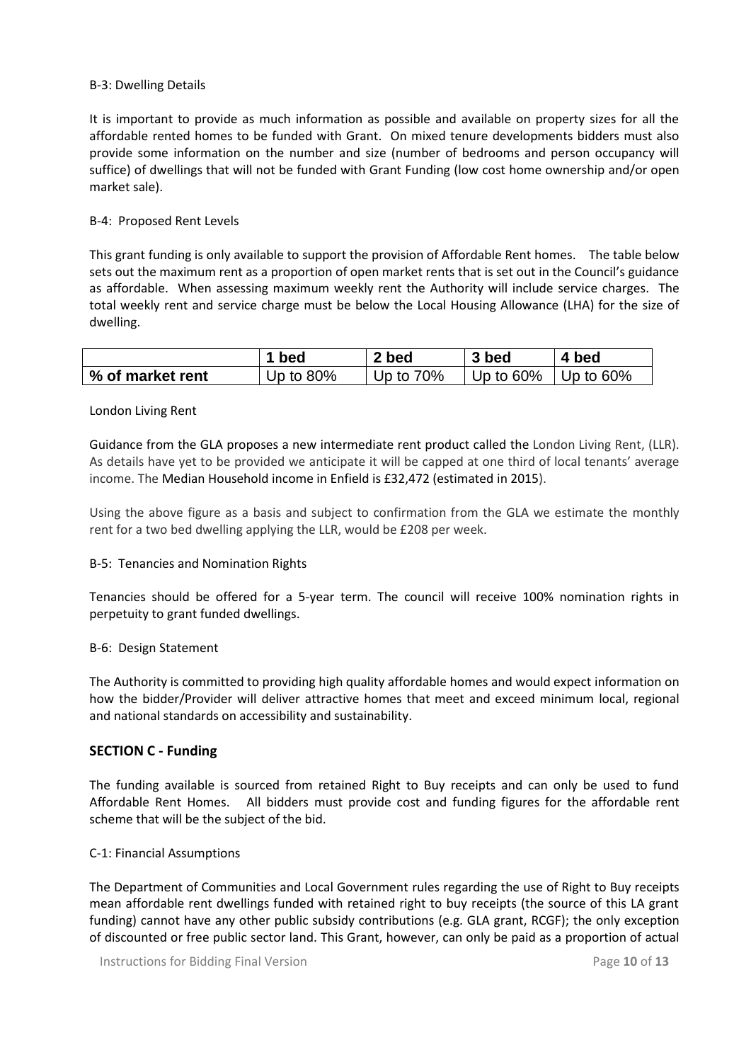B-3: Dwelling Details

It is important to provide as much information as possible and available on property sizes for all the affordable rented homes to be funded with Grant. On mixed tenure developments bidders must also provide some information on the number and size (number of bedrooms and person occupancy will suffice) of dwellings that will not be funded with Grant Funding (low cost home ownership and/or open market sale).

B-4: Proposed Rent Levels

This grant funding is only available to support the provision of Affordable Rent homes. The table below sets out the maximum rent as a proportion of open market rents that is set out in the Council's guidance as affordable. When assessing maximum weekly rent the Authority will include service charges. The total weekly rent and service charge must be below the Local Housing Allowance (LHA) for the size of dwelling.

| | 1 bed | 2 bed | 3 bed | 4 bed |
|---|---|---|---|---|
| **% of market rent** | Up to 80% | Up to 70% | Up to 60% | Up to 60% |

London Living Rent

Guidance from the GLA proposes a new intermediate rent product called the London Living Rent, (LLR). As details have yet to be provided we anticipate it will be capped at one third of local tenants' average income. The Median Household income in Enfield is £32,472 (estimated in 2015).

Using the above figure as a basis and subject to confirmation from the GLA we estimate the monthly rent for a two bed dwelling applying the LLR, would be £208 per week.

B-5: Tenancies and Nomination Rights

Tenancies should be offered for a 5-year term. The council will receive 100% nomination rights in perpetuity to grant funded dwellings.

B-6: Design Statement

The Authority is committed to providing high quality affordable homes and would expect information on how the bidder/Provider will deliver attractive homes that meet and exceed minimum local, regional and national standards on accessibility and sustainability.

## SECTION C - Funding

The funding available is sourced from retained Right to Buy receipts and can only be used to fund Affordable Rent Homes. All bidders must provide cost and funding figures for the affordable rent scheme that will be the subject of the bid.

C-1: Financial Assumptions

The Department of Communities and Local Government rules regarding the use of Right to Buy receipts mean affordable rent dwellings funded with retained right to buy receipts (the source of this LA grant funding) cannot have any other public subsidy contributions (e.g. GLA grant, RCGF); the only exception of discounted or free public sector land. This Grant, however, can only be paid as a proportion of actual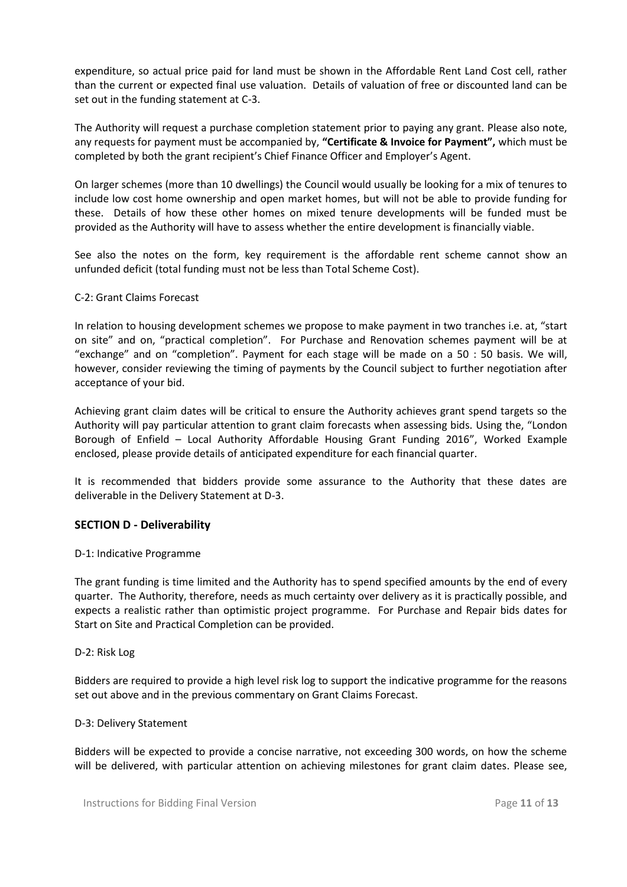expenditure, so actual price paid for land must be shown in the Affordable Rent Land Cost cell, rather than the current or expected final use valuation. Details of valuation of free or discounted land can be set out in the funding statement at C-3.

The Authority will request a purchase completion statement prior to paying any grant. Please also note, any requests for payment must be accompanied by, **"Certificate & Invoice for Payment",** which must be completed by both the grant recipient's Chief Finance Officer and Employer's Agent.

On larger schemes (more than 10 dwellings) the Council would usually be looking for a mix of tenures to include low cost home ownership and open market homes, but will not be able to provide funding for these. Details of how these other homes on mixed tenure developments will be funded must be provided as the Authority will have to assess whether the entire development is financially viable.

See also the notes on the form, key requirement is the affordable rent scheme cannot show an unfunded deficit (total funding must not be less than Total Scheme Cost).

C-2: Grant Claims Forecast

In relation to housing development schemes we propose to make payment in two tranches i.e. at, "start on site" and on, "practical completion". For Purchase and Renovation schemes payment will be at "exchange" and on "completion". Payment for each stage will be made on a 50 : 50 basis. We will, however, consider reviewing the timing of payments by the Council subject to further negotiation after acceptance of your bid.

Achieving grant claim dates will be critical to ensure the Authority achieves grant spend targets so the Authority will pay particular attention to grant claim forecasts when assessing bids. Using the, "London Borough of Enfield – Local Authority Affordable Housing Grant Funding 2016", Worked Example enclosed, please provide details of anticipated expenditure for each financial quarter.

It is recommended that bidders provide some assurance to the Authority that these dates are deliverable in the Delivery Statement at D-3.

## SECTION D - Deliverability

D-1: Indicative Programme

The grant funding is time limited and the Authority has to spend specified amounts by the end of every quarter. The Authority, therefore, needs as much certainty over delivery as it is practically possible, and expects a realistic rather than optimistic project programme. For Purchase and Repair bids dates for Start on Site and Practical Completion can be provided.

D-2: Risk Log

Bidders are required to provide a high level risk log to support the indicative programme for the reasons set out above and in the previous commentary on Grant Claims Forecast.

D-3: Delivery Statement

Bidders will be expected to provide a concise narrative, not exceeding 300 words, on how the scheme will be delivered, with particular attention on achieving milestones for grant claim dates. Please see,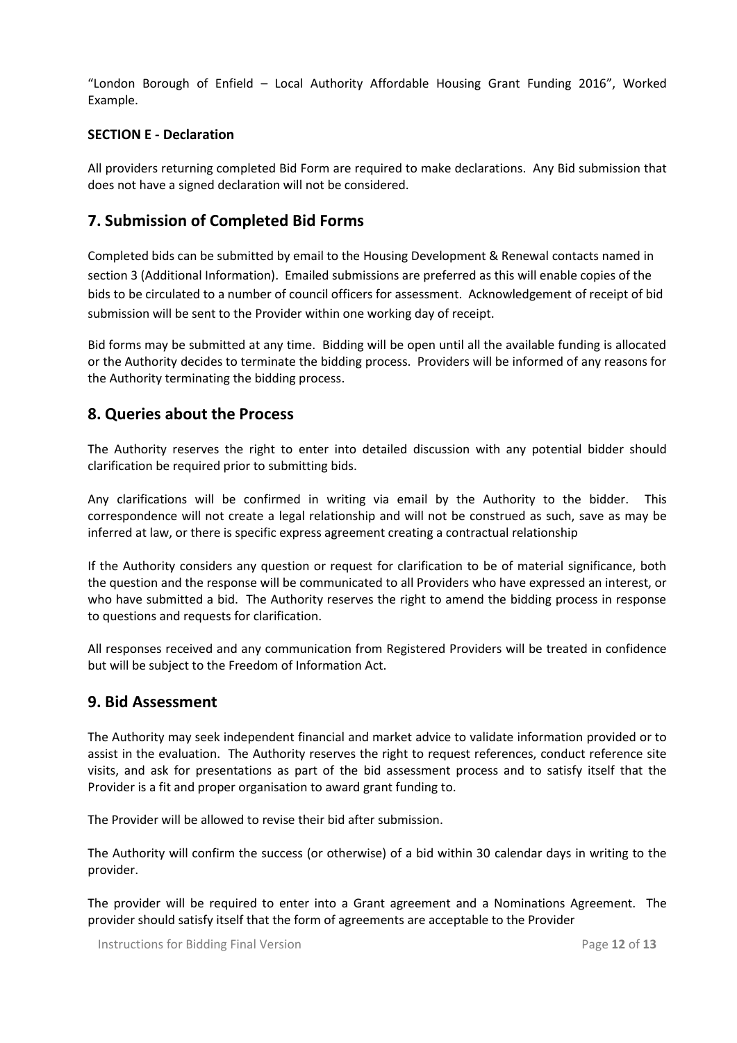"London Borough of Enfield – Local Authority Affordable Housing Grant Funding 2016", Worked Example.

**SECTION E - Declaration**

All providers returning completed Bid Form are required to make declarations. Any Bid submission that does not have a signed declaration will not be considered.

## 7. Submission of Completed Bid Forms

Completed bids can be submitted by email to the Housing Development & Renewal contacts named in section 3 (Additional Information). Emailed submissions are preferred as this will enable copies of the bids to be circulated to a number of council officers for assessment. Acknowledgement of receipt of bid submission will be sent to the Provider within one working day of receipt.

Bid forms may be submitted at any time. Bidding will be open until all the available funding is allocated or the Authority decides to terminate the bidding process. Providers will be informed of any reasons for the Authority terminating the bidding process.

## 8. Queries about the Process

The Authority reserves the right to enter into detailed discussion with any potential bidder should clarification be required prior to submitting bids.

Any clarifications will be confirmed in writing via email by the Authority to the bidder. This correspondence will not create a legal relationship and will not be construed as such, save as may be inferred at law, or there is specific express agreement creating a contractual relationship

If the Authority considers any question or request for clarification to be of material significance, both the question and the response will be communicated to all Providers who have expressed an interest, or who have submitted a bid. The Authority reserves the right to amend the bidding process in response to questions and requests for clarification.

All responses received and any communication from Registered Providers will be treated in confidence but will be subject to the Freedom of Information Act.

## 9. Bid Assessment

The Authority may seek independent financial and market advice to validate information provided or to assist in the evaluation. The Authority reserves the right to request references, conduct reference site visits, and ask for presentations as part of the bid assessment process and to satisfy itself that the Provider is a fit and proper organisation to award grant funding to.

The Provider will be allowed to revise their bid after submission.

The Authority will confirm the success (or otherwise) of a bid within 30 calendar days in writing to the provider.

The provider will be required to enter into a Grant agreement and a Nominations Agreement. The provider should satisfy itself that the form of agreements are acceptable to the Provider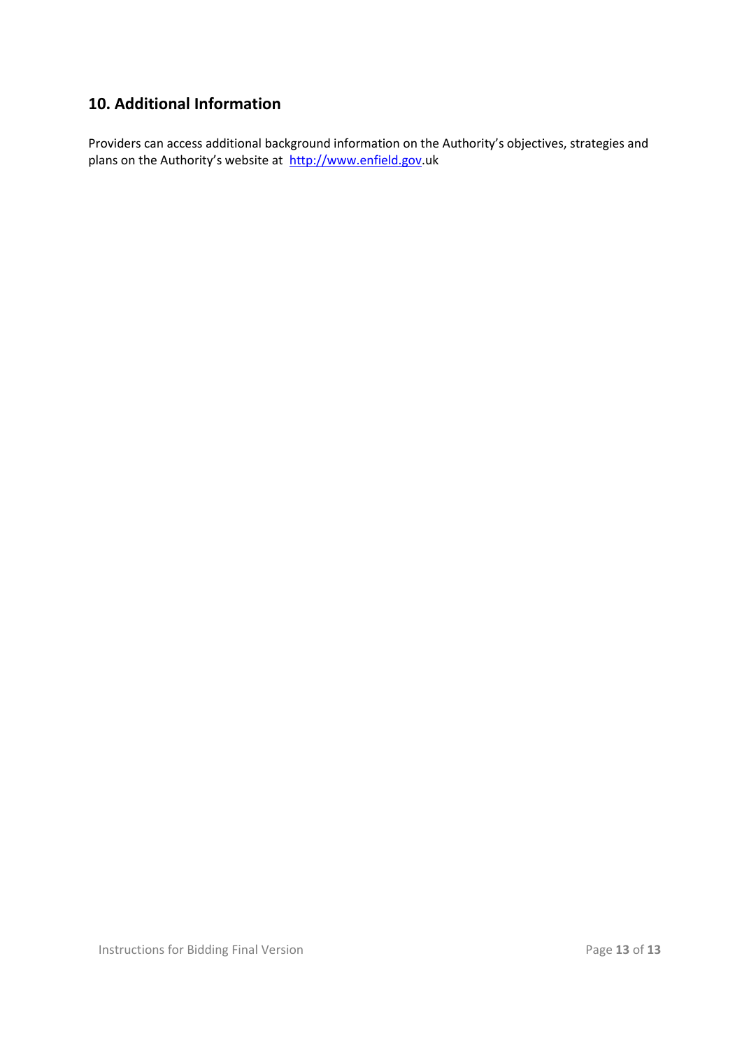## 10. Additional Information

Providers can access additional background information on the Authority's objectives, strategies and plans on the Authority's website at [http://www.enfield.gov](http://www.enfield.gov).uk